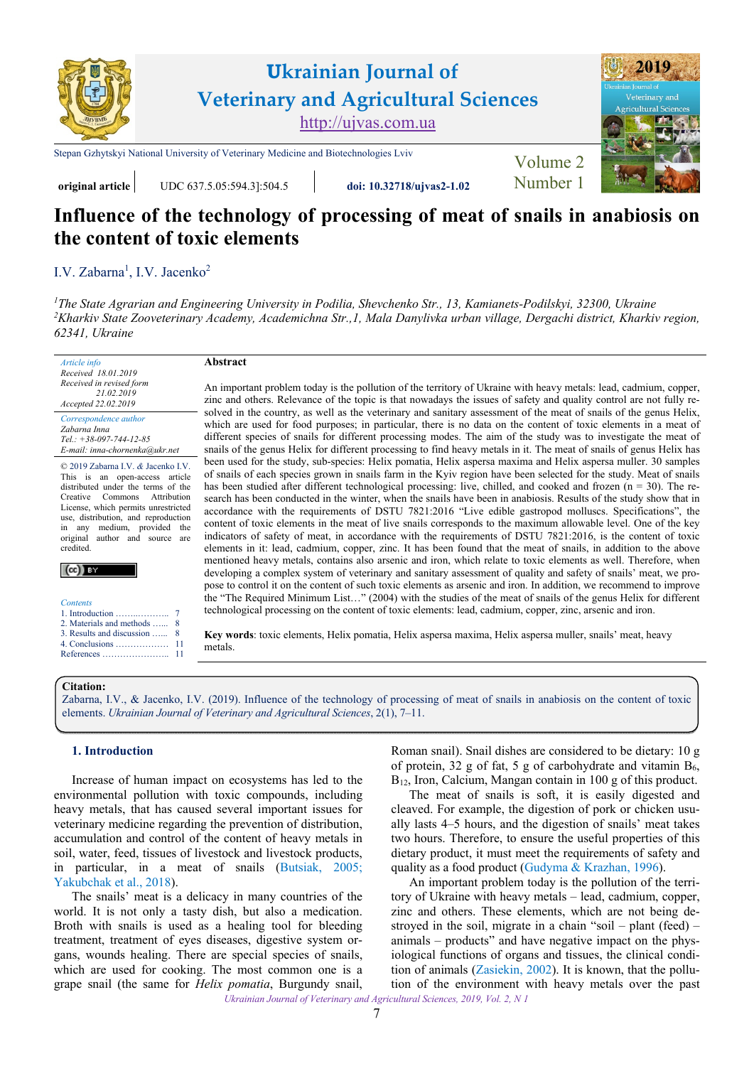original article | UDC 637.5.05:594.3]:504.5 | doi: 10.32718/ujvas2-1.02

# Influence of the technology of processing of meat of snails in anabiosis on the content of toxic elements

I.V. Zabarna[1], I.V. Jacenko[2]

[1]*The State Agrarian and Engineering University in Podilia, Shevchenko Str., 13, Kamianets-Podilskyi, 32300, Ukraine*
[2]*Kharkiv State Zooveterinary Academy, Academichna Str.,1, Mala Danylivka urban village, Dergachi district, Kharkiv region, 62341, Ukraine*

*Article info*
*Received 18.01.2019*
*Received in revised form 21.02.2019*
*Accepted 22.02.2019*

*Correspondence author*
*Zabarna Inna*
*Tel.: +38-097-744-12-85*
*E-mail: inna-chornenka@ukr.net*

© 2019 Zabarna I.V. & Jacenko I.V. This is an open-access article distributed under the terms of the Creative Commons Attribution License, which permits unrestricted use, distribution, and reproduction in any medium, provided the original author and source are credited.

*Contents*
1. Introduction ........ 7
2. Materials and methods ...... 8
3. Results and discussion ...... 8
4. Conclusions ........ 11
References ........ 11

## Abstract

An important problem today is the pollution of the territory of Ukraine with heavy metals: lead, cadmium, copper, zinc and others. Relevance of the topic is that nowadays the issues of safety and quality control are not fully resolved in the country, as well as the veterinary and sanitary assessment of the meat of snails of the genus Helix, which are used for food purposes; in particular, there is no data on the content of toxic elements in a meat of different species of snails for different processing modes. The aim of the study was to investigate the meat of snails of the genus Helix for different processing to find heavy metals in it. The meat of snails of genus Helix has been used for the study, sub-species: Helix pomatia, Helix aspersa maxima and Helix aspersa muller. 30 samples of snails of each species grown in snails farm in the Kyiv region have been selected for the study. Meat of snails has been studied after different technological processing: live, chilled, and cooked and frozen (n = 30). The research has been conducted in the winter, when the snails have been in anabiosis. Results of the study show that in accordance with the requirements of DSTU 7821:2016 "Live edible gastropod molluscs. Specifications", the content of toxic elements in the meat of live snails corresponds to the maximum allowable level. One of the key indicators of safety of meat, in accordance with the requirements of DSTU 7821:2016, is the content of toxic elements in it: lead, cadmium, copper, zinc. It has been found that the meat of snails, in addition to the above mentioned heavy metals, contains also arsenic and iron, which relate to toxic elements as well. Therefore, when developing a complex system of veterinary and sanitary assessment of quality and safety of snails' meat, we propose to control it on the content of such toxic elements as arsenic and iron. In addition, we recommend to improve the "The Required Minimum List…" (2004) with the studies of the meat of snails of the genus Helix for different technological processing on the content of toxic elements: lead, cadmium, copper, zinc, arsenic and iron.

**Key words**: toxic elements, Helix pomatia, Helix aspersa maxima, Helix aspersa muller, snails' meat, heavy metals.

**Citation:**
Zabarna, I.V., & Jacenko, I.V. (2019). Influence of the technology of processing of meat of snails in anabiosis on the content of toxic elements. *Ukrainian Journal of Veterinary and Agricultural Sciences*, 2(1), 7–11.

## 1. Introduction

Increase of human impact on ecosystems has led to the environmental pollution with toxic compounds, including heavy metals, that has caused several important issues for veterinary medicine regarding the prevention of distribution, accumulation and control of the content of heavy metals in soil, water, feed, tissues of livestock and livestock products, in particular, in a meat of snails (Butsiak, 2005; Yakubchak et al., 2018).

The snails' meat is a delicacy in many countries of the world. It is not only a tasty dish, but also a medication. Broth with snails is used as a healing tool for bleeding treatment, treatment of eyes diseases, digestive system organs, wounds healing. There are special species of snails, which are used for cooking. The most common one is a grape snail (the same for *Helix pomatia*, Burgundy snail, Roman snail). Snail dishes are considered to be dietary: 10 g of protein, 32 g of fat, 5 g of carbohydrate and vitamin $B_6$, $B_{12}$, Iron, Calcium, Mangan contain in 100 g of this product.

The meat of snails is soft, it is easily digested and cleaved. For example, the digestion of pork or chicken usually lasts 4–5 hours, and the digestion of snails' meat takes two hours. Therefore, to ensure the useful properties of this dietary product, it must meet the requirements of safety and quality as a food product (Gudyma & Krazhan, 1996).

An important problem today is the pollution of the territory of Ukraine with heavy metals – lead, cadmium, copper, zinc and others. These elements, which are not being destroyed in the soil, migrate in a chain "soil – plant (feed) – animals – products" and have negative impact on the physiological functions of organs and tissues, the clinical condition of animals (Zasiekin, 2002). It is known, that the pollution of the environment with heavy metals over the past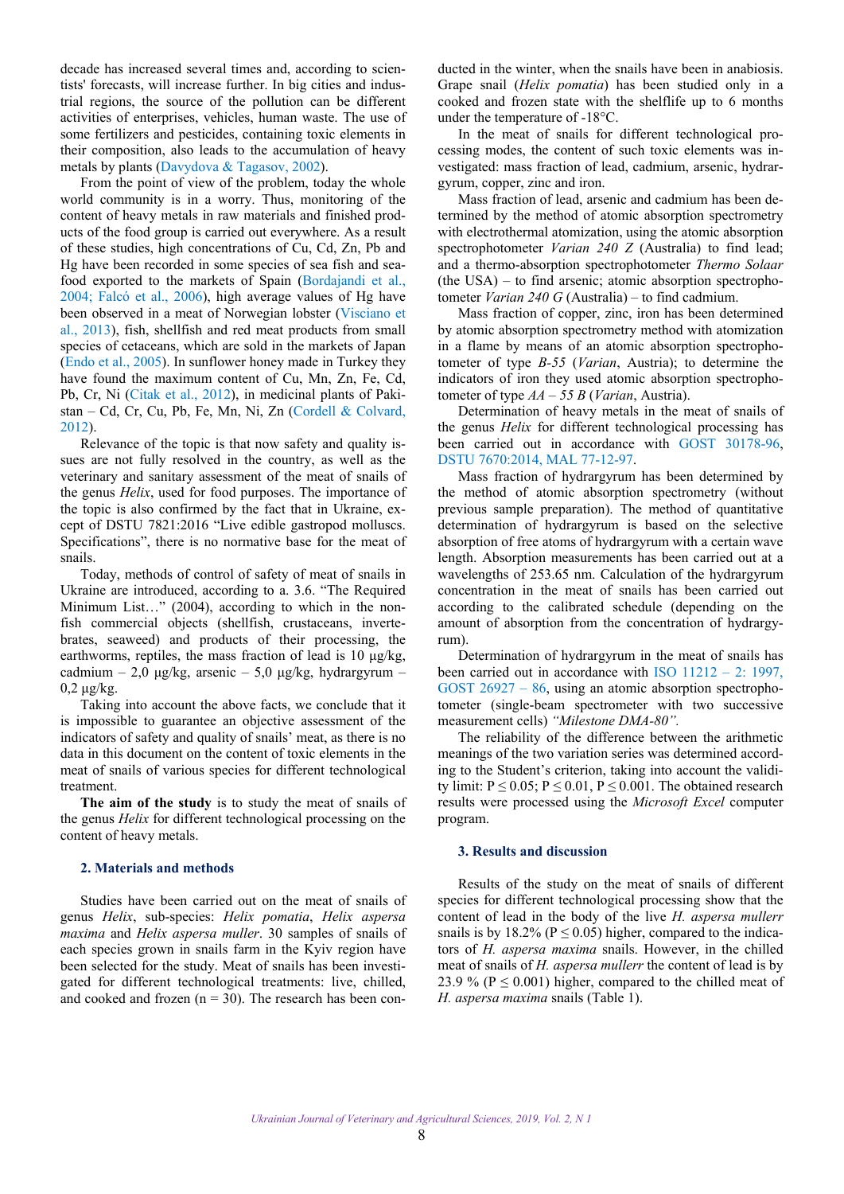decade has increased several times and, according to scientists' forecasts, will increase further. In big cities and industrial regions, the source of the pollution can be different activities of enterprises, vehicles, human waste. The use of some fertilizers and pesticides, containing toxic elements in their composition, also leads to the accumulation of heavy metals by plants (Davydova & Tagasov, 2002).

From the point of view of the problem, today the whole world community is in a worry. Thus, monitoring of the content of heavy metals in raw materials and finished products of the food group is carried out everywhere. As a result of these studies, high concentrations of Cu, Cd, Zn, Pb and Hg have been recorded in some species of sea fish and seafood exported to the markets of Spain (Bordajandi et al., 2004; Falcó et al., 2006), high average values of Hg have been observed in a meat of Norwegian lobster (Visciano et al., 2013), fish, shellfish and red meat products from small species of cetaceans, which are sold in the markets of Japan (Endo et al., 2005). In sunflower honey made in Turkey they have found the maximum content of Cu, Mn, Zn, Fe, Cd, Pb, Cr, Ni (Citak et al., 2012), in medicinal plants of Pakistan – Cd, Cr, Cu, Pb, Fe, Mn, Ni, Zn (Cordell & Colvard, 2012).

Relevance of the topic is that now safety and quality issues are not fully resolved in the country, as well as the veterinary and sanitary assessment of the meat of snails of the genus *Helix*, used for food purposes. The importance of the topic is also confirmed by the fact that in Ukraine, except of DSTU 7821:2016 "Live edible gastropod molluscs. Specifications", there is no normative base for the meat of snails.

Today, methods of control of safety of meat of snails in Ukraine are introduced, according to a. 3.6. "The Required Minimum List…" (2004), according to which in the non-fish commercial objects (shellfish, crustaceans, invertebrates, seaweed) and products of their processing, the earthworms, reptiles, the mass fraction of lead is 10 μg/kg, cadmium – 2,0 μg/kg, arsenic – 5,0 μg/kg, hydrargyrum – 0,2 μg/kg.

Taking into account the above facts, we conclude that it is impossible to guarantee an objective assessment of the indicators of safety and quality of snails' meat, as there is no data in this document on the content of toxic elements in the meat of snails of various species for different technological treatment.

**The aim of the study** is to study the meat of snails of the genus *Helix* for different technological processing on the content of heavy metals.

## 2. Materials and methods

Studies have been carried out on the meat of snails of genus *Helix*, sub-species: *Helix pomatia*, *Helix aspersa maxima* and *Helix aspersa muller*. 30 samples of snails of each species grown in snails farm in the Kyiv region have been selected for the study. Meat of snails has been investigated for different technological treatments: live, chilled, and cooked and frozen (n = 30). The research has been conducted in the winter, when the snails have been in anabiosis. Grape snail (*Helix pomatia*) has been studied only in a cooked and frozen state with the shelflife up to 6 months under the temperature of -18°C.

In the meat of snails for different technological processing modes, the content of such toxic elements was investigated: mass fraction of lead, cadmium, arsenic, hydrargyrum, copper, zinc and iron.

Mass fraction of lead, arsenic and cadmium has been determined by the method of atomic absorption spectrometry with electrothermal atomization, using the atomic absorption spectrophotometer *Varian 240 Z* (Australia) to find lead; and a thermo-absorption spectrophotometer *Thermo Solaar* (the USA) – to find arsenic; atomic absorption spectrophotometer *Varian 240 G* (Australia) – to find cadmium.

Mass fraction of copper, zinc, iron has been determined by atomic absorption spectrometry method with atomization in a flame by means of an atomic absorption spectrophotometer of type *B-55* (*Varian*, Austria); to determine the indicators of iron they used atomic absorption spectrophotometer of type *AA – 55 B* (*Varian*, Austria).

Determination of heavy metals in the meat of snails of the genus *Helix* for different technological processing has been carried out in accordance with GOST 30178-96, DSTU 7670:2014, MAL 77-12-97.

Mass fraction of hydrargyrum has been determined by the method of atomic absorption spectrometry (without previous sample preparation). The method of quantitative determination of hydrargyrum is based on the selective absorption of free atoms of hydrargyrum with a certain wave length. Absorption measurements has been carried out at a wavelengths of 253.65 nm. Calculation of the hydrargyrum concentration in the meat of snails has been carried out according to the calibrated schedule (depending on the amount of absorption from the concentration of hydrargyrum).

Determination of hydrargyrum in the meat of snails has been carried out in accordance with ISO 11212 – 2: 1997, GOST 26927 – 86, using an atomic absorption spectrophotometer (single-beam spectrometer with two successive measurement cells) *"Milestone DMA-80"*.

The reliability of the difference between the arithmetic meanings of the two variation series was determined according to the Student's criterion, taking into account the validity limit: $P \leq 0.05$; $P \leq 0.01$, $P \leq 0.001$. The obtained research results were processed using the *Microsoft Excel* computer program.

## 3. Results and discussion

Results of the study on the meat of snails of different species for different technological processing show that the content of lead in the body of the live *H. aspersa mullerr* snails is by 18.2% ($P \leq 0.05$) higher, compared to the indicators of *H. aspersa maxima* snails. However, in the chilled meat of snails of *H. aspersa mullerr* the content of lead is by 23.9 % ($P \leq 0.001$) higher, compared to the chilled meat of *H. aspersa maxima* snails (Table 1).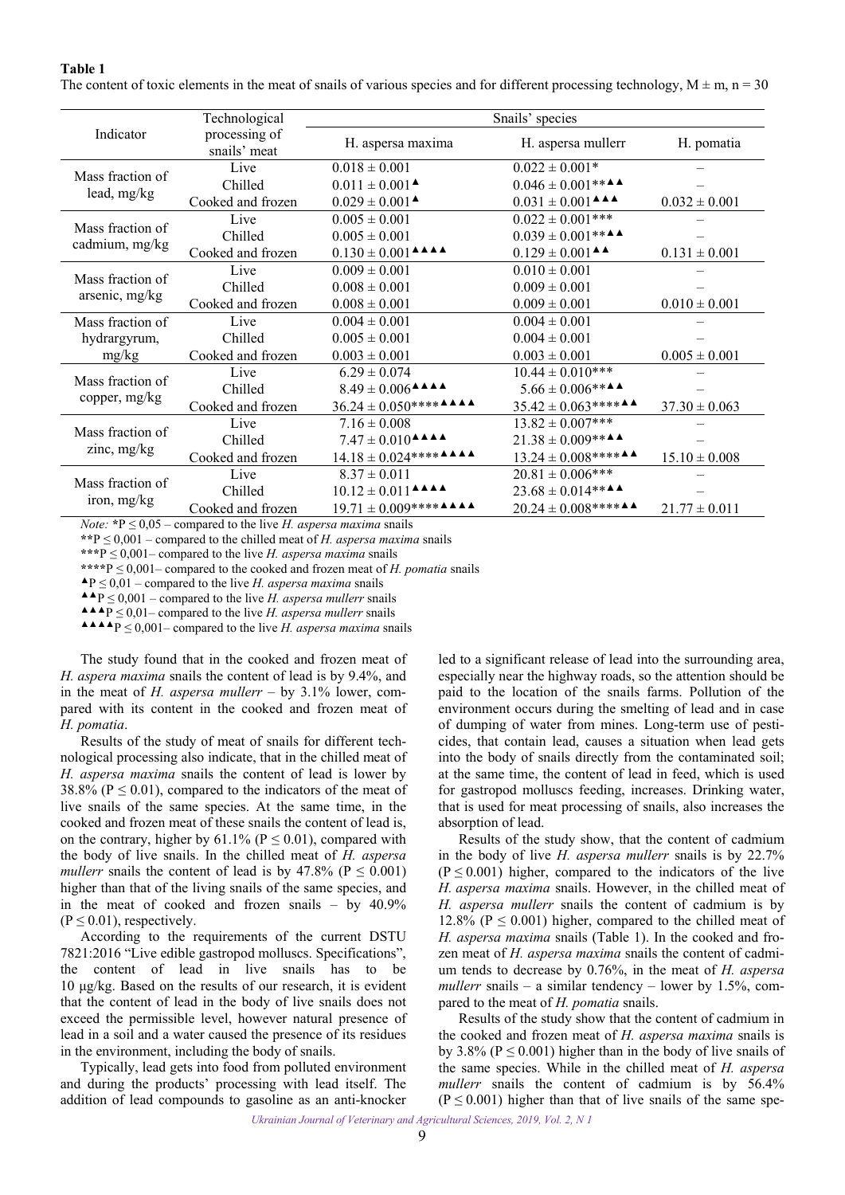**Table 1**

The content of toxic elements in the meat of snails of various species and for different processing technology, M ± m, n = 30

| Indicator | Technological processing of snails' meat | Snails' species | | |
|---|---|---|---|---|
| | | H. aspersa maxima | H. aspersa mullerr | H. pomatia |
| Mass fraction of lead, mg/kg | Live | 0.018 ± 0.001 | 0.022 ± 0.001* | – |
| | Chilled | 0.011 ± 0.001▲ | 0.046 ± 0.001**▲▲ | – |
| | Cooked and frozen | 0.029 ± 0.001▲ | 0.031 ± 0.001▲▲▲ | 0.032 ± 0.001 |
| Mass fraction of cadmium, mg/kg | Live | 0.005 ± 0.001 | 0.022 ± 0.001*** | – |
| | Chilled | 0.005 ± 0.001 | 0.039 ± 0.001**▲▲ | – |
| | Cooked and frozen | 0.130 ± 0.001▲▲▲▲ | 0.129 ± 0.001▲▲ | 0.131 ± 0.001 |
| Mass fraction of arsenic, mg/kg | Live | 0.009 ± 0.001 | 0.010 ± 0.001 | – |
| | Chilled | 0.008 ± 0.001 | 0.009 ± 0.001 | – |
| | Cooked and frozen | 0.008 ± 0.001 | 0.009 ± 0.001 | 0.010 ± 0.001 |
| Mass fraction of hydrargyrum, mg/kg | Live | 0.004 ± 0.001 | 0.004 ± 0.001 | – |
| | Chilled | 0.005 ± 0.001 | 0.004 ± 0.001 | – |
| | Cooked and frozen | 0.003 ± 0.001 | 0.003 ± 0.001 | 0.005 ± 0.001 |
| Mass fraction of copper, mg/kg | Live | 6.29 ± 0.074 | 10.44 ± 0.010*** | – |
| | Chilled | 8.49 ± 0.006▲▲▲▲ | 5.66 ± 0.006**▲▲ | – |
| | Cooked and frozen | 36.24 ± 0.050****▲▲▲▲ | 35.42 ± 0.063****▲▲ | 37.30 ± 0.063 |
| Mass fraction of zinc, mg/kg | Live | 7.16 ± 0.008 | 13.82 ± 0.007*** | – |
| | Chilled | 7.47 ± 0.010▲▲▲▲ | 21.38 ± 0.009**▲▲ | – |
| | Cooked and frozen | 14.18 ± 0.024****▲▲▲▲ | 13.24 ± 0.008****▲▲ | 15.10 ± 0.008 |
| Mass fraction of iron, mg/kg | Live | 8.37 ± 0.011 | 20.81 ± 0.006*** | – |
| | Chilled | 10.12 ± 0.011▲▲▲▲ | 23.68 ± 0.014**▲▲ | – |
| | Cooked and frozen | 19.71 ± 0.009****▲▲▲▲ | 20.24 ± 0.008****▲▲ | 21.77 ± 0.011 |

*Note:* *P ≤ 0,05 – compared to the live *H. aspersa maxima* snails

**P ≤ 0,001 – compared to the chilled meat of *H. aspersa maxima* snails

***P ≤ 0,001– compared to the live *H. aspersa maxima* snails

****P ≤ 0,001– compared to the cooked and frozen meat of *H. pomatia* snails

▲P ≤ 0,01 – compared to the live *H. aspersa maxima* snails

▲▲P ≤ 0,001 – compared to the live *H. aspersa mullerr* snails

▲▲▲P ≤ 0,01– compared to the live *H. aspersa mullerr* snails

▲▲▲▲P ≤ 0,001– compared to the live *H. aspersa maxima* snails

The study found that in the cooked and frozen meat of *H. aspera maxima* snails the content of lead is by 9.4%, and in the meat of *H. aspersa mullerr* – by 3.1% lower, compared with its content in the cooked and frozen meat of *H. pomatia*.

Results of the study of meat of snails for different technological processing also indicate, that in the chilled meat of *H. aspersa maxima* snails the content of lead is lower by 38.8% (P ≤ 0.01), compared to the indicators of the meat of live snails of the same species. At the same time, in the cooked and frozen meat of these snails the content of lead is, on the contrary, higher by 61.1% (P ≤ 0.01), compared with the body of live snails. In the chilled meat of *H. aspersa mullerr* snails the content of lead is by 47.8% (P ≤ 0.001) higher than that of the living snails of the same species, and in the meat of cooked and frozen snails – by 40.9% (P ≤ 0.01), respectively.

According to the requirements of the current DSTU 7821:2016 "Live edible gastropod molluscs. Specifications", the content of lead in live snails has to be 10 μg/kg. Based on the results of our research, it is evident that the content of lead in the body of live snails does not exceed the permissible level, however natural presence of lead in a soil and a water caused the presence of its residues in the environment, including the body of snails.

Typically, lead gets into food from polluted environment and during the products' processing with lead itself. The addition of lead compounds to gasoline as an anti-knocker led to a significant release of lead into the surrounding area, especially near the highway roads, so the attention should be paid to the location of the snails farms. Pollution of the environment occurs during the smelting of lead and in case of dumping of water from mines. Long-term use of pesticides, that contain lead, causes a situation when lead gets into the body of snails directly from the contaminated soil; at the same time, the content of lead in feed, which is used for gastropod molluscs feeding, increases. Drinking water, that is used for meat processing of snails, also increases the absorption of lead.

Results of the study show, that the content of cadmium in the body of live *H. aspersa mullerr* snails is by 22.7% (P ≤ 0.001) higher, compared to the indicators of the live *H. aspersa maxima* snails. However, in the chilled meat of *H. aspersa mullerr* snails the content of cadmium is by 12.8% (P ≤ 0.001) higher, compared to the chilled meat of *H. aspersa maxima* snails (Table 1). In the cooked and frozen meat of *H. aspersa maxima* snails the content of cadmium tends to decrease by 0.76%, in the meat of *H. aspersa mullerr* snails – a similar tendency – lower by 1.5%, compared to the meat of *H. pomatia* snails.

Results of the study show that the content of cadmium in the cooked and frozen meat of *H. aspersa maxima* snails is by 3.8% (P ≤ 0.001) higher than in the body of live snails of the same species. While in the chilled meat of *H. aspersa mullerr* snails the content of cadmium is by 56.4% (P ≤ 0.001) higher than that of live snails of the same spe-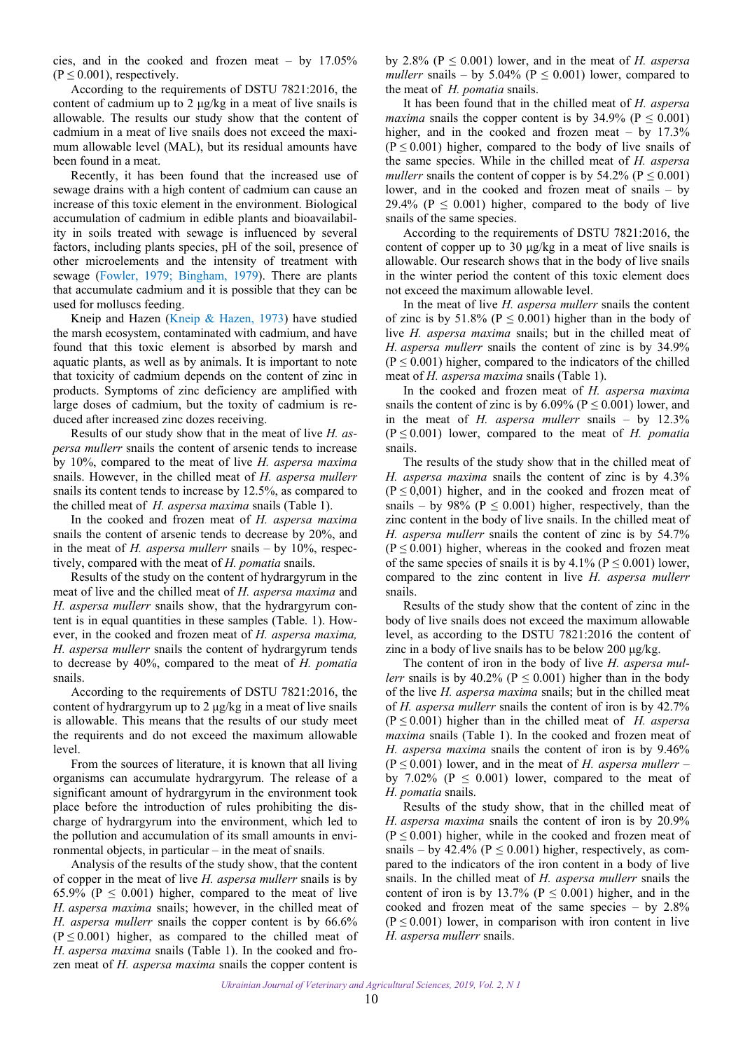cies, and in the cooked and frozen meat – by 17.05% ($P \leq 0.001$), respectively.

According to the requirements of DSTU 7821:2016, the content of cadmium up to 2 µg/kg in a meat of live snails is allowable. The results our study show that the content of cadmium in a meat of live snails does not exceed the maximum allowable level (MAL), but its residual amounts have been found in a meat.

Recently, it has been found that the increased use of sewage drains with a high content of cadmium can cause an increase of this toxic element in the environment. Biological accumulation of cadmium in edible plants and bioavailability in soils treated with sewage is influenced by several factors, including plants species, pH of the soil, presence of other microelements and the intensity of treatment with sewage (Fowler, 1979; Bingham, 1979). There are plants that accumulate cadmium and it is possible that they can be used for molluscs feeding.

Kneip and Hazen (Kneip & Hazen, 1973) have studied the marsh ecosystem, contaminated with cadmium, and have found that this toxic element is absorbed by marsh and aquatic plants, as well as by animals. It is important to note that toxicity of cadmium depends on the content of zinc in products. Symptoms of zinc deficiency are amplified with large doses of cadmium, but the toxity of cadmium is reduced after increased zinc dozes receiving.

Results of our study show that in the meat of live *H. aspersa mullerr* snails the content of arsenic tends to increase by 10%, compared to the meat of live *H. aspersa maxima* snails. However, in the chilled meat of *H. aspersa mullerr* snails its content tends to increase by 12.5%, as compared to the chilled meat of *H. aspersa maxima* snails (Table 1).

In the cooked and frozen meat of *H. aspersa maxima* snails the content of arsenic tends to decrease by 20%, and in the meat of *H. aspersa mullerr* snails – by 10%, respectively, compared with the meat of *H. pomatia* snails.

Results of the study on the content of hydrargyrum in the meat of live and the chilled meat of *H. aspersa maxima* and *H. aspersa mullerr* snails show, that the hydrargyrum content is in equal quantities in these samples (Table. 1). However, in the cooked and frozen meat of *H. aspersa maxima, H. aspersa mullerr* snails the content of hydrargyrum tends to decrease by 40%, compared to the meat of *H. pomatia* snails.

According to the requirements of DSTU 7821:2016, the content of hydrargyrum up to 2 µg/kg in a meat of live snails is allowable. This means that the results of our study meet the requirents and do not exceed the maximum allowable level.

From the sources of literature, it is known that all living organisms can accumulate hydrargyrum. The release of a significant amount of hydrargyrum in the environment took place before the introduction of rules prohibiting the discharge of hydrargyrum into the environment, which led to the pollution and accumulation of its small amounts in environmental objects, in particular – in the meat of snails.

Analysis of the results of the study show, that the content of copper in the meat of live *H. aspersa mullerr* snails is by 65.9% ($P \leq 0.001$) higher, compared to the meat of live *H. aspersa maxima* snails; however, in the chilled meat of *H. aspersa mullerr* snails the copper content is by 66.6% ($P \leq 0.001$) higher, as compared to the chilled meat of *H. aspersa maxima* snails (Table 1). In the cooked and frozen meat of *H. aspersa maxima* snails the copper content is by 2.8% ($P \leq 0.001$) lower, and in the meat of *H. aspersa mullerr* snails – by 5.04% ($P \leq 0.001$) lower, compared to the meat of *H. pomatia* snails.

It has been found that in the chilled meat of *H. aspersa maxima* snails the copper content is by 34.9% ($P \leq 0.001$) higher, and in the cooked and frozen meat – by 17.3% ($P \leq 0.001$) higher, compared to the body of live snails of the same species. While in the chilled meat of *H. aspersa mullerr* snails the content of copper is by 54.2% ($P \leq 0.001$) lower, and in the cooked and frozen meat of snails – by 29.4% ($P \leq 0.001$) higher, compared to the body of live snails of the same species.

According to the requirements of DSTU 7821:2016, the content of copper up to 30 µg/kg in a meat of live snails is allowable. Our research shows that in the body of live snails in the winter period the content of this toxic element does not exceed the maximum allowable level.

In the meat of live *H. aspersa mullerr* snails the content of zinc is by 51.8% ($P \leq 0.001$) higher than in the body of live *H. aspersa maxima* snails; but in the chilled meat of *H. aspersa mullerr* snails the content of zinc is by 34.9% ($P \leq 0.001$) higher, compared to the indicators of the chilled meat of *H. aspersa maxima* snails (Table 1).

In the cooked and frozen meat of *H. aspersa maxima* snails the content of zinc is by 6.09% ($P \leq 0.001$) lower, and in the meat of *H. aspersa mullerr* snails – by 12.3% ($P \leq 0.001$) lower, compared to the meat of *H. pomatia* snails.

The results of the study show that in the chilled meat of *H. aspersa maxima* snails the content of zinc is by 4.3% ($P \leq 0{,}001$) higher, and in the cooked and frozen meat of snails – by 98% ($P \leq 0.001$) higher, respectively, than the zinc content in the body of live snails. In the chilled meat of *H. aspersa mullerr* snails the content of zinc is by 54.7% ($P \leq 0.001$) higher, whereas in the cooked and frozen meat of the same species of snails it is by 4.1% ($P \leq 0.001$) lower, compared to the zinc content in live *H. aspersa mullerr* snails.

Results of the study show that the content of zinc in the body of live snails does not exceed the maximum allowable level, as according to the DSTU 7821:2016 the content of zinc in a body of live snails has to be below 200 µg/kg.

The content of iron in the body of live *H. aspersa mullerr* snails is by 40.2% ($P \leq 0.001$) higher than in the body of the live *H. aspersa maxima* snails; but in the chilled meat of *H. aspersa mullerr* snails the content of iron is by 42.7% ($P \leq 0.001$) higher than in the chilled meat of *H. aspersa maxima* snails (Table 1). In the cooked and frozen meat of *H. aspersa maxima* snails the content of iron is by 9.46% ($P \leq 0.001$) lower, and in the meat of *H. aspersa mullerr* – by 7.02% ($P \leq 0.001$) lower, compared to the meat of *H. pomatia* snails.

Results of the study show, that in the chilled meat of *H. aspersa maxima* snails the content of iron is by 20.9% ($P \leq 0.001$) higher, while in the cooked and frozen meat of snails – by 42.4% ($P \leq 0.001$) higher, respectively, as compared to the indicators of the iron content in a body of live snails. In the chilled meat of *H. aspersa mullerr* snails the content of iron is by 13.7% ($P \leq 0.001$) higher, and in the cooked and frozen meat of the same species – by 2.8% ($P \leq 0.001$) lower, in comparison with iron content in live *H. aspersa mullerr* snails.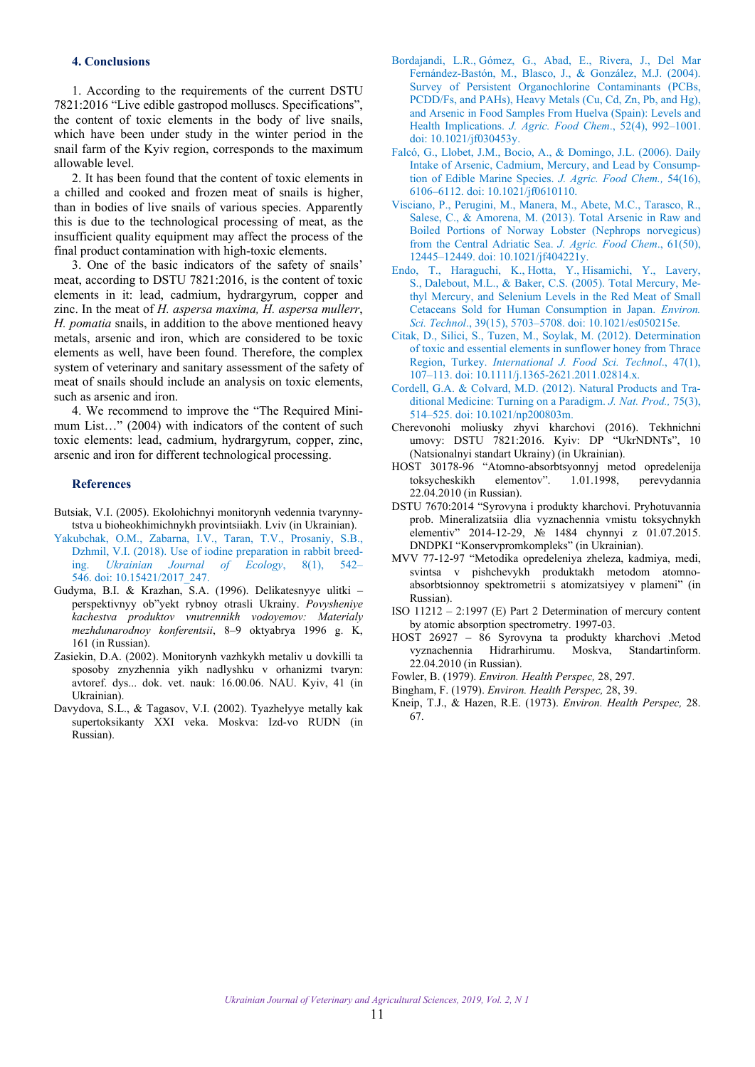## 4. Conclusions

1. According to the requirements of the current DSTU 7821:2016 "Live edible gastropod molluscs. Specifications", the content of toxic elements in the body of live snails, which have been under study in the winter period in the snail farm of the Kyiv region, corresponds to the maximum allowable level.

2. It has been found that the content of toxic elements in a chilled and cooked and frozen meat of snails is higher, than in bodies of live snails of various species. Apparently this is due to the technological processing of meat, as the insufficient quality equipment may affect the process of the final product contamination with high-toxic elements.

3. One of the basic indicators of the safety of snails' meat, according to DSTU 7821:2016, is the content of toxic elements in it: lead, cadmium, hydrargyrum, copper and zinc. In the meat of *H. aspersa maxima, H. aspersa mullerr*, *H. pomatia* snails, in addition to the above mentioned heavy metals, arsenic and iron, which are considered to be toxic elements as well, have been found. Therefore, the complex system of veterinary and sanitary assessment of the safety of meat of snails should include an analysis on toxic elements, such as arsenic and iron.

4. We recommend to improve the "The Required Minimum List…" (2004) with indicators of the content of such toxic elements: lead, cadmium, hydrargyrum, copper, zinc, arsenic and iron for different technological processing.

## References

Butsiak, V.I. (2005). Ekolohichnyi monitorynh vedennia tvarynnytstva u bioheokhimichnykh provintsiiakh. Lviv (in Ukrainian).

Yakubchak, O.M., Zabarna, I.V., Taran, T.V., Prosaniy, S.B., Dzhmil, V.I. (2018). Use of iodine preparation in rabbit breeding. *Ukrainian Journal of Ecology*, 8(1), 542–546. doi: 10.15421/2017_247.

Gudyma, B.I. & Krazhan, S.A. (1996). Delikatesnyye ulitki – perspektivnyy ob"yekt rybnoy otrasli Ukrainy. *Povysheniye kachestva produktov vnutrennikh vodoyemov: Materialy mezhdunarodnoy konferentsii*, 8–9 oktyabrya 1996 g. K, 161 (in Russian).

Zasiekin, D.A. (2002). Monitorynh vazhkykh metaliv u dovkilli ta sposoby znyzhennia yikh nadlyshku v orhanizmi tvaryn: avtoref. dys... dok. vet. nauk: 16.00.06. NAU. Kyiv, 41 (in Ukrainian).

Davydova, S.L., & Tagasov, V.I. (2002). Tyazhelyye metally kak supertoksikanty XXI veka. Moskva: Izd-vo RUDN (in Russian).

Bordajandi, L.R., Gómez, G., Abad, E., Rivera, J., Del Mar Fernández-Bastón, M., Blasco, J., & González, M.J. (2004). Survey of Persistent Organochlorine Contaminants (PCBs, PCDD/Fs, and PAHs), Heavy Metals (Cu, Cd, Zn, Pb, and Hg), and Arsenic in Food Samples From Huelva (Spain): Levels and Health Implications. *J. Agric. Food Chem*., 52(4), 992–1001. doi: 10.1021/jf030453y.

Falcó, G., Llobet, J.M., Bocio, A., & Domingo, J.L. (2006). Daily Intake of Arsenic, Cadmium, Mercury, and Lead by Consumption of Edible Marine Species. *J. Agric. Food Chem.,* 54(16), 6106–6112. doi: 10.1021/jf0610110.

Visciano, P., Perugini, M., Manera, M., Abete, M.C., Tarasco, R., Salese, C., & Amorena, M. (2013). Total Arsenic in Raw and Boiled Portions of Norway Lobster (Nephrops norvegicus) from the Central Adriatic Sea. *J. Agric. Food Chem*., 61(50), 12445–12449. doi: 10.1021/jf404221y.

Endo, T., Haraguchi, K., Hotta, Y., Hisamichi, Y., Lavery, S., Dalebout, M.L., & Baker, C.S. (2005). Total Mercury, Methyl Mercury, and Selenium Levels in the Red Meat of Small Cetaceans Sold for Human Consumption in Japan. *Environ. Sci. Technol*., 39(15), 5703–5708. doi: 10.1021/es050215e.

Citak, D., Silici, S., Tuzen, M., Soylak, M. (2012). Determination of toxic and essential elements in sunflower honey from Thrace Region, Turkey. *International J. Food Sci. Technol*., 47(1), 107–113. doi: 10.1111/j.1365-2621.2011.02814.x.

Cordell, G.A. & Colvard, M.D. (2012). Natural Products and Traditional Medicine: Turning on a Paradigm. *J. Nat. Prod.,* 75(3), 514–525. doi: 10.1021/np200803m.

Cherevonohi moliusky zhyvi kharchovi (2016). Tekhnichni umovy: DSTU 7821:2016. Kyiv: DP "UkrNDNTs", 10 (Natsionalnyi standart Ukrainy) (in Ukrainian).

HOST 30178-96 "Atomno-absorbtsyonnyj metod opredelenija toksycheskikh elementov". 1.01.1998, perevydannia 22.04.2010 (in Russian).

DSTU 7670:2014 "Syrovyna i produkty kharchovi. Pryhotuvannia prob. Mineralizatsiia dlia vyznachennia vmistu toksychnykh elementiv" 2014-12-29, № 1484 chynnyi z 01.07.2015. DNDPKI "Konservpromkompleks" (in Ukrainian).

MVV 77-12-97 "Metodika opredeleniya zheleza, kadmiya, medi, svintsa v pishchevykh produktakh metodom atomno-absorbtsionnoy spektrometrii s atomizatsiyey v plameni" (in Russian).

ISO 11212 – 2:1997 (E) Part 2 Determination of mercury content by atomic absorption spectrometry. 1997-03.

HOST 26927 – 86 Syrovyna ta produkty kharchovi .Metod vyznachennia Hidrarhirumu. Moskva, Standartinform. 22.04.2010 (in Russian).

Fowler, B. (1979). *Environ. Health Perspec,* 28, 297.

Bingham, F. (1979). *Environ. Health Perspec,* 28, 39.

Kneip, T.J., & Hazen, R.E. (1973). *Environ. Health Perspec,* 28. 67.